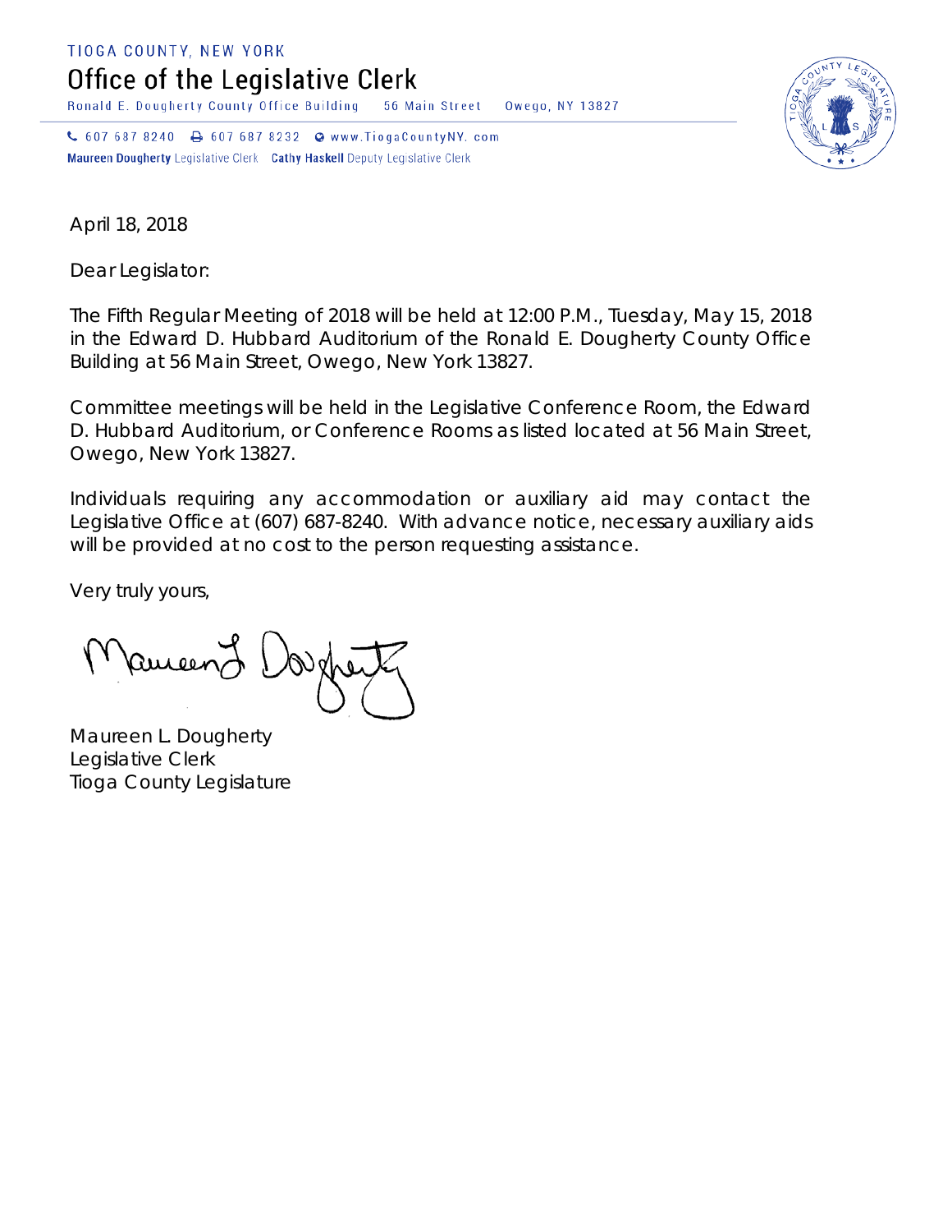TIOGA COUNTY, NEW YORK

# Office of the Legislative Clerk

Ronald E. Dougherty County Office Building 56 Main Street Owego, NY 13827

607 687 8240 607 687 8232 www.TiogaCountyNY.com

**Maureen Dougherty** Legislative Clerk **Cathy Haskell** Deputy Legislative Clerk

April 18, 2018

Dear Legislator:

The Fifth Regular Meeting of 2018 will be held at 12:00 P.M., Tuesday, May 15, 2018 in the Edward D. Hubbard Auditorium of the Ronald E. Dougherty County Office Building at 56 Main Street, Owego, New York 13827.

Committee meetings will be held in the Legislative Conference Room, the Edward D. Hubbard Auditorium, or Conference Rooms as listed located at 56 Main Street, Owego, New York 13827.

Individuals requiring any accommodation or auxiliary aid may contact the Legislative Office at (607) 687-8240. With advance notice, necessary auxiliary aids will be provided at no cost to the person requesting assistance.

Very truly yours,

Maureen L. Dougherty
Legislative Clerk
Tioga County Legislature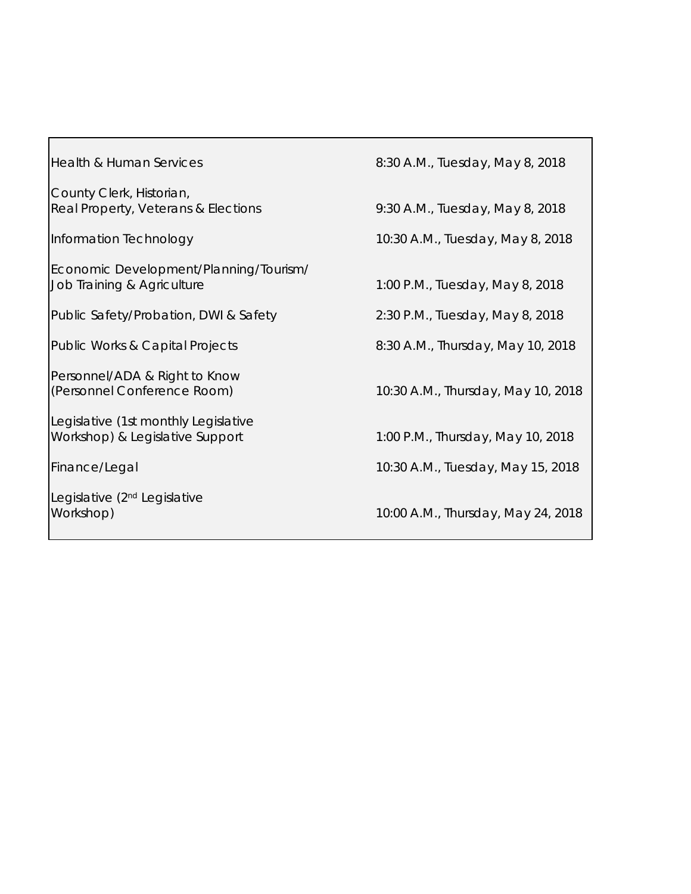| | |
|---|---|
| Health & Human Services | 8:30 A.M., Tuesday, May 8, 2018 |
| County Clerk, Historian, Real Property, Veterans & Elections | 9:30 A.M., Tuesday, May 8, 2018 |
| Information Technology | 10:30 A.M., Tuesday, May 8, 2018 |
| Economic Development/Planning/Tourism/ Job Training & Agriculture | 1:00 P.M., Tuesday, May 8, 2018 |
| Public Safety/Probation, DWI & Safety | 2:30 P.M., Tuesday, May 8, 2018 |
| Public Works & Capital Projects | 8:30 A.M., Thursday, May 10, 2018 |
| Personnel/ADA & Right to Know (Personnel Conference Room) | 10:30 A.M., Thursday, May 10, 2018 |
| Legislative (1st monthly Legislative Workshop) & Legislative Support | 1:00 P.M., Thursday, May 10, 2018 |
| Finance/Legal | 10:30 A.M., Tuesday, May 15, 2018 |
| Legislative (2nd Legislative Workshop) | 10:00 A.M., Thursday, May 24, 2018 |